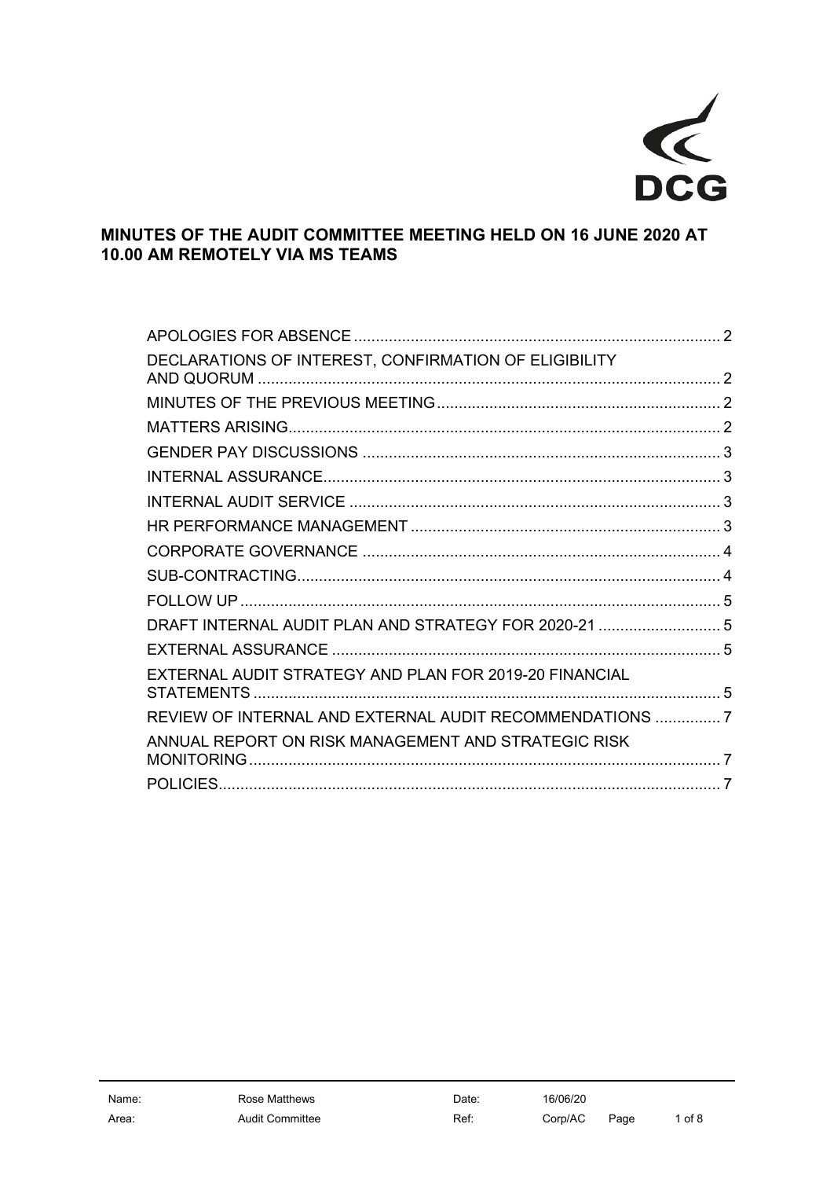DCG

# MINUTES OF THE AUDIT COMMITTEE MEETING HELD ON 16 JUNE 2020 AT 10.00 AM REMOTELY VIA MS TEAMS

| | |
|---|---|
| APOLOGIES FOR ABSENCE | 2 |
| DECLARATIONS OF INTEREST, CONFIRMATION OF ELIGIBILITY AND QUORUM | 2 |
| MINUTES OF THE PREVIOUS MEETING | 2 |
| MATTERS ARISING | 2 |
| GENDER PAY DISCUSSIONS | 3 |
| INTERNAL ASSURANCE | 3 |
| INTERNAL AUDIT SERVICE | 3 |
| HR PERFORMANCE MANAGEMENT | 3 |
| CORPORATE GOVERNANCE | 4 |
| SUB-CONTRACTING | 4 |
| FOLLOW UP | 5 |
| DRAFT INTERNAL AUDIT PLAN AND STRATEGY FOR 2020-21 | 5 |
| EXTERNAL ASSURANCE | 5 |
| EXTERNAL AUDIT STRATEGY AND PLAN FOR 2019-20 FINANCIAL STATEMENTS | 5 |
| REVIEW OF INTERNAL AND EXTERNAL AUDIT RECOMMENDATIONS | 7 |
| ANNUAL REPORT ON RISK MANAGEMENT AND STRATEGIC RISK MONITORING | 7 |
| POLICIES | 7 |

| | | | | | |
|---|---|---|---|---|---|
| Name: | Rose Matthews | Date: | 16/06/20 | | |
| Area: | Audit Committee | Ref: | Corp/AC | | |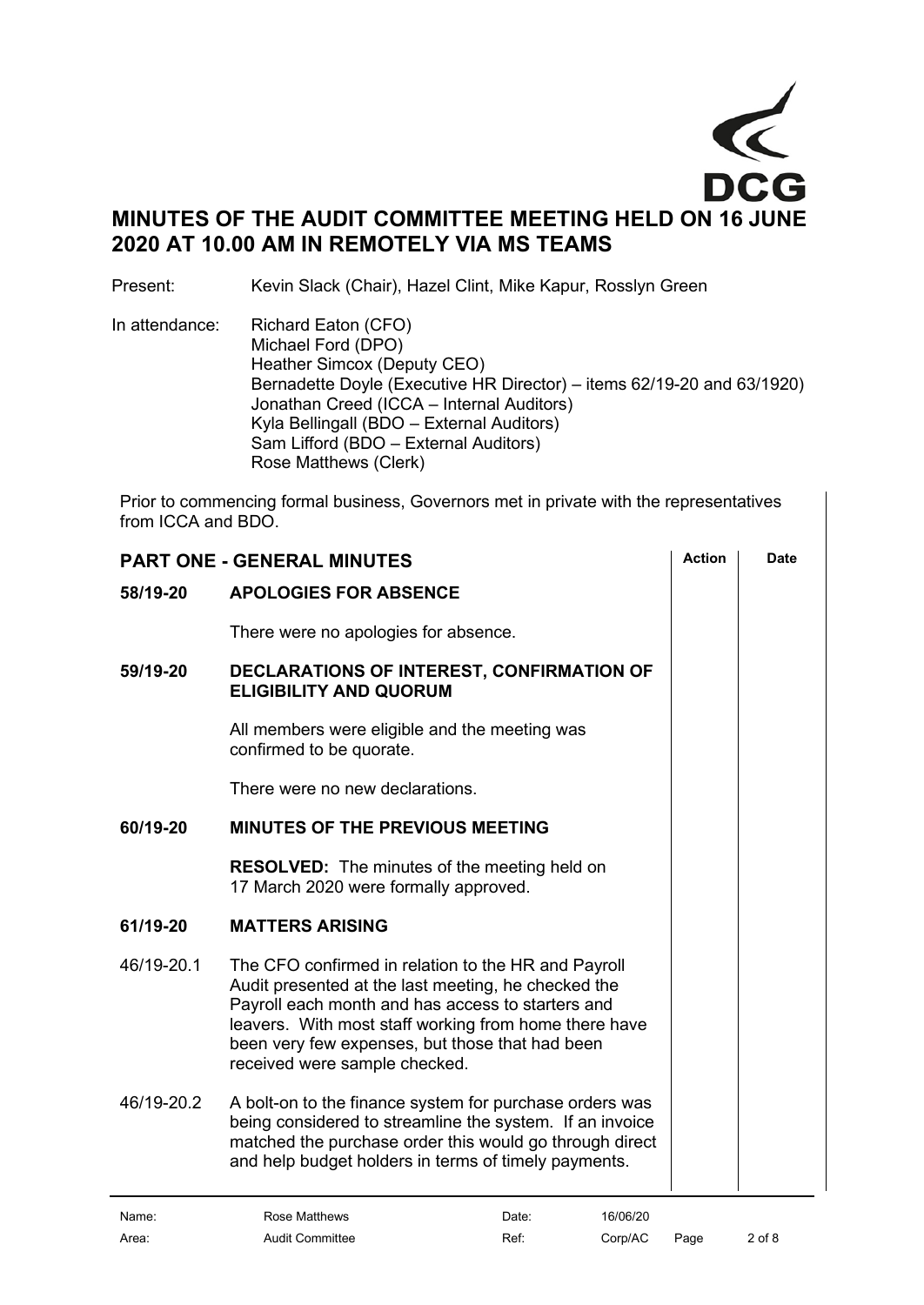## MINUTES OF THE AUDIT COMMITTEE MEETING HELD ON 16 JUNE 2020 AT 10.00 AM IN REMOTELY VIA MS TEAMS

Present: Kevin Slack (Chair), Hazel Clint, Mike Kapur, Rosslyn Green

In attendance:
Richard Eaton (CFO)
Michael Ford (DPO)
Heather Simcox (Deputy CEO)
Bernadette Doyle (Executive HR Director) – items 62/19-20 and 63/1920)
Jonathan Creed (ICCA – Internal Auditors)
Kyla Bellingall (BDO – External Auditors)
Sam Lifford (BDO – External Auditors)
Rose Matthews (Clerk)

Prior to commencing formal business, Governors met in private with the representatives from ICCA and BDO.

| PART ONE - GENERAL MINUTES | | Action | Date |
|---|---|---|---|
| **58/19-20** | **APOLOGIES FOR ABSENCE** | | |
| | There were no apologies for absence. | | |
| **59/19-20** | **DECLARATIONS OF INTEREST, CONFIRMATION OF ELIGIBILITY AND QUORUM** | | |
| | All members were eligible and the meeting was confirmed to be quorate. | | |
| | There were no new declarations. | | |
| **60/19-20** | **MINUTES OF THE PREVIOUS MEETING** | | |
| | **RESOLVED:** The minutes of the meeting held on 17 March 2020 were formally approved. | | |
| **61/19-20** | **MATTERS ARISING** | | |
| 46/19-20.1 | The CFO confirmed in relation to the HR and Payroll Audit presented at the last meeting, he checked the Payroll each month and has access to starters and leavers. With most staff working from home there have been very few expenses, but those that had been received were sample checked. | | |
| 46/19-20.2 | A bolt-on to the finance system for purchase orders was being considered to streamline the system. If an invoice matched the purchase order this would go through direct and help budget holders in terms of timely payments. | | |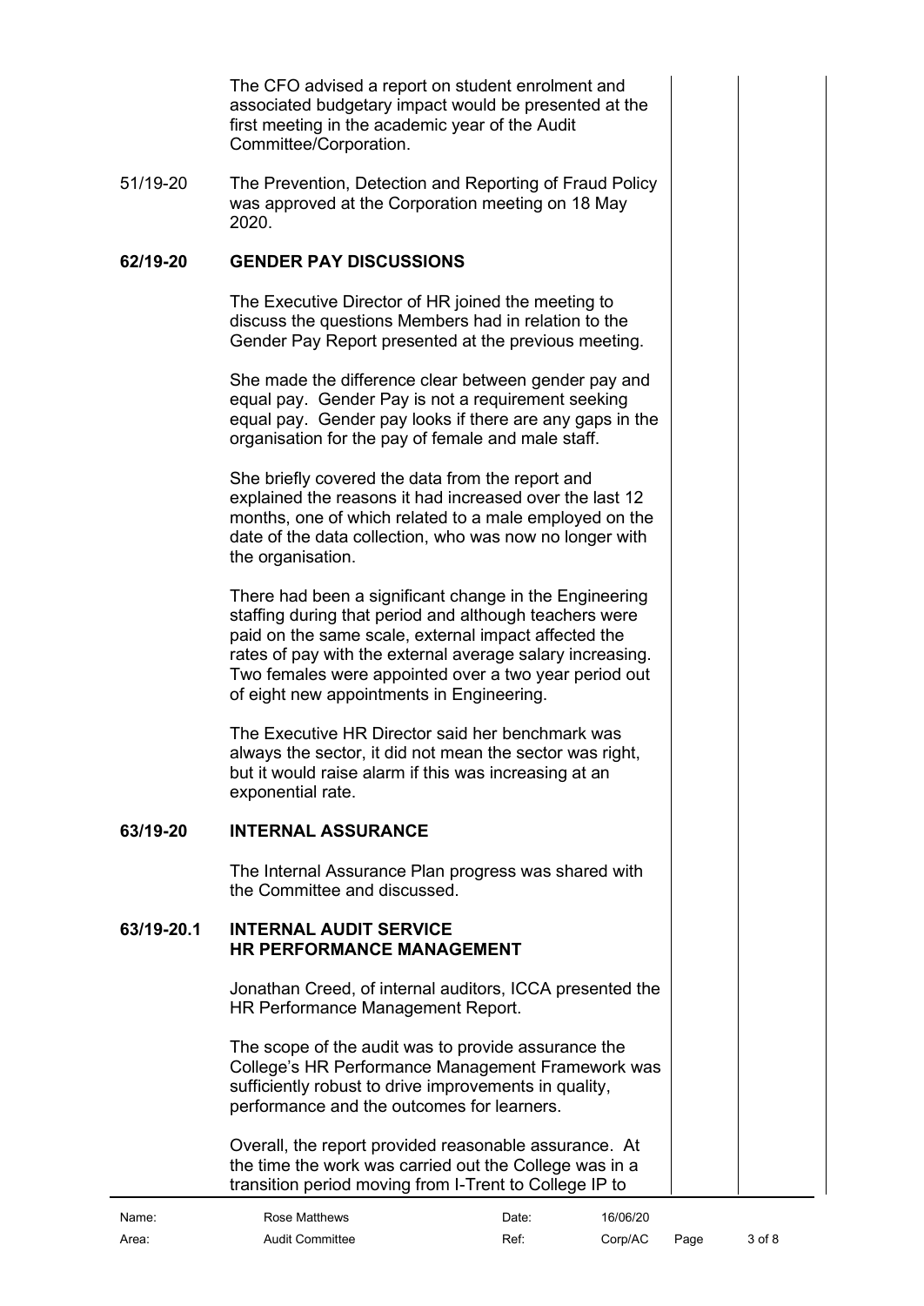The CFO advised a report on student enrolment and associated budgetary impact would be presented at the first meeting in the academic year of the Audit Committee/Corporation.

51/19-20 The Prevention, Detection and Reporting of Fraud Policy was approved at the Corporation meeting on 18 May 2020.

## 62/19-20 GENDER PAY DISCUSSIONS

The Executive Director of HR joined the meeting to discuss the questions Members had in relation to the Gender Pay Report presented at the previous meeting.

She made the difference clear between gender pay and equal pay. Gender Pay is not a requirement seeking equal pay. Gender pay looks if there are any gaps in the organisation for the pay of female and male staff.

She briefly covered the data from the report and explained the reasons it had increased over the last 12 months, one of which related to a male employed on the date of the data collection, who was now no longer with the organisation.

There had been a significant change in the Engineering staffing during that period and although teachers were paid on the same scale, external impact affected the rates of pay with the external average salary increasing. Two females were appointed over a two year period out of eight new appointments in Engineering.

The Executive HR Director said her benchmark was always the sector, it did not mean the sector was right, but it would raise alarm if this was increasing at an exponential rate.

## 63/19-20 INTERNAL ASSURANCE

The Internal Assurance Plan progress was shared with the Committee and discussed.

## 63/19-20.1 INTERNAL AUDIT SERVICE HR PERFORMANCE MANAGEMENT

Jonathan Creed, of internal auditors, ICCA presented the HR Performance Management Report.

The scope of the audit was to provide assurance the College's HR Performance Management Framework was sufficiently robust to drive improvements in quality, performance and the outcomes for learners.

Overall, the report provided reasonable assurance. At the time the work was carried out the College was in a transition period moving from I-Trent to College IP to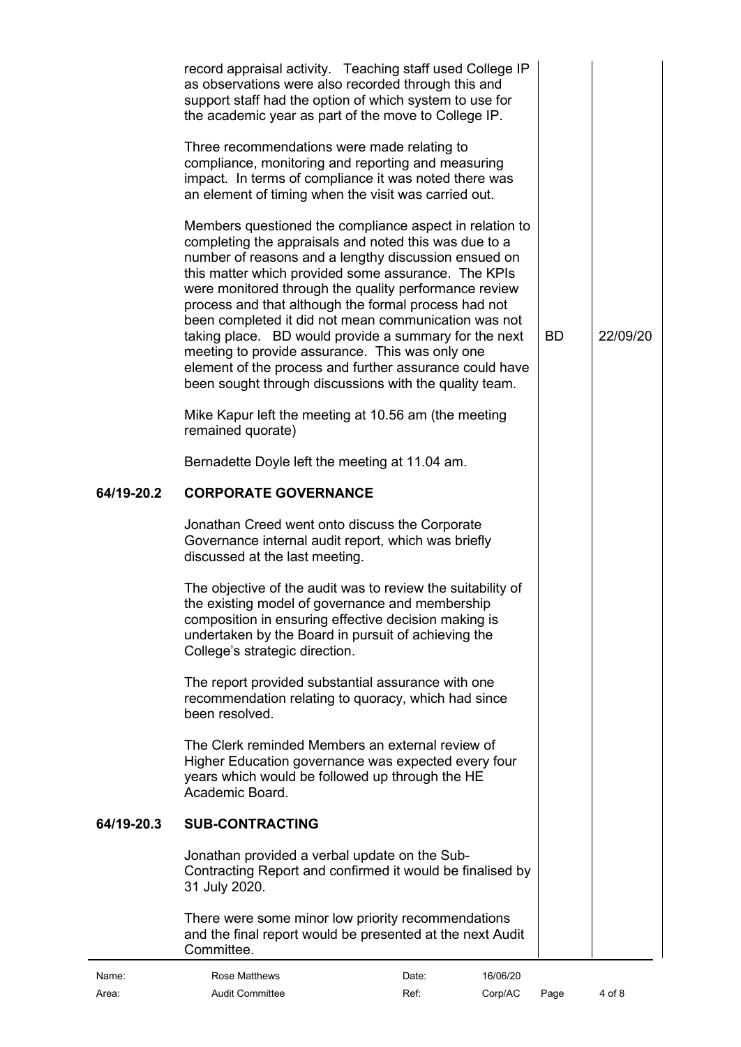record appraisal activity. Teaching staff used College IP as observations were also recorded through this and support staff had the option of which system to use for the academic year as part of the move to College IP.

Three recommendations were made relating to compliance, monitoring and reporting and measuring impact. In terms of compliance it was noted there was an element of timing when the visit was carried out.

Members questioned the compliance aspect in relation to completing the appraisals and noted this was due to a number of reasons and a lengthy discussion ensued on this matter which provided some assurance. The KPIs were monitored through the quality performance review process and that although the formal process had not been completed it did not mean communication was not taking place. BD would provide a summary for the next meeting to provide assurance. This was only one element of the process and further assurance could have been sought through discussions with the quality team. | BD | 22/09/20

Mike Kapur left the meeting at 10.56 am (the meeting remained quorate)

Bernadette Doyle left the meeting at 11.04 am.

**64/19-20.2 CORPORATE GOVERNANCE**

Jonathan Creed went onto discuss the Corporate Governance internal audit report, which was briefly discussed at the last meeting.

The objective of the audit was to review the suitability of the existing model of governance and membership composition in ensuring effective decision making is undertaken by the Board in pursuit of achieving the College's strategic direction.

The report provided substantial assurance with one recommendation relating to quoracy, which had since been resolved.

The Clerk reminded Members an external review of Higher Education governance was expected every four years which would be followed up through the HE Academic Board.

**64/19-20.3 SUB-CONTRACTING**

Jonathan provided a verbal update on the Sub-Contracting Report and confirmed it would be finalised by 31 July 2020.

There were some minor low priority recommendations and the final report would be presented at the next Audit Committee.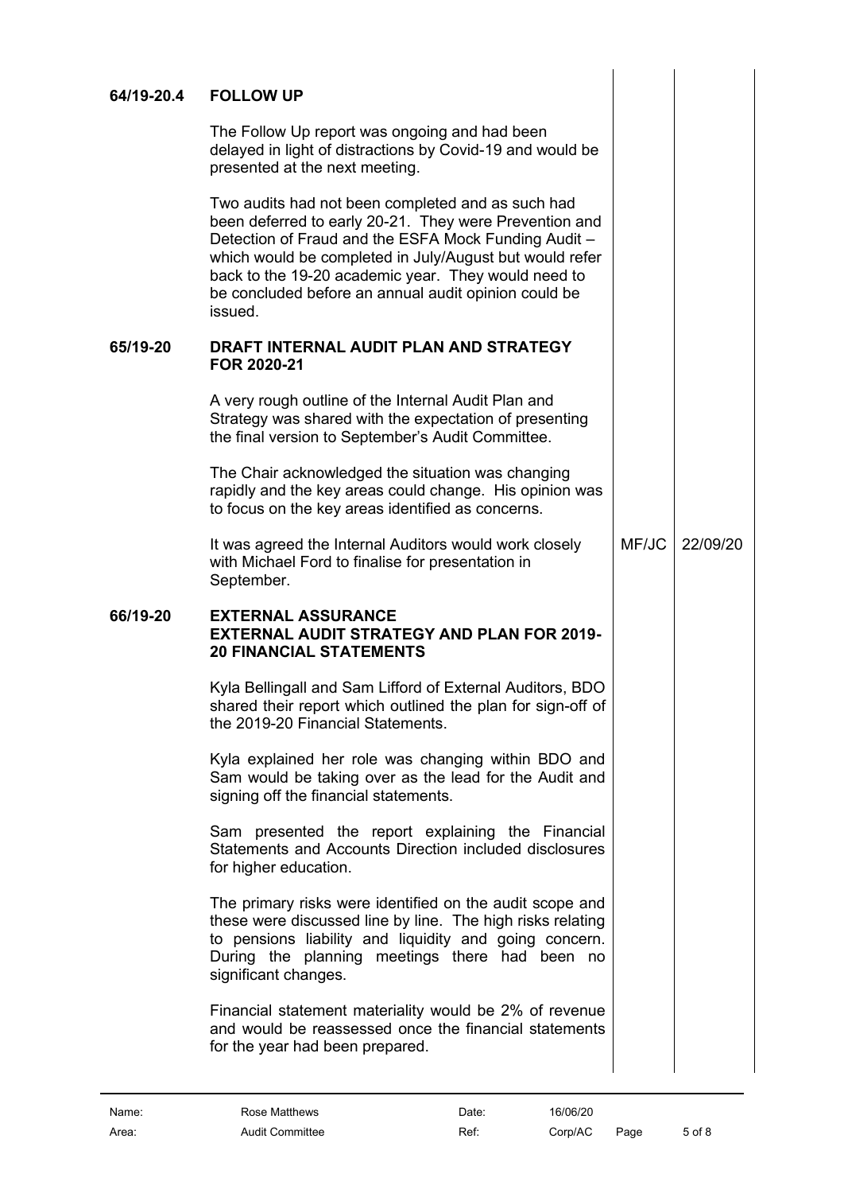**64/19-20.4 FOLLOW UP**

The Follow Up report was ongoing and had been delayed in light of distractions by Covid-19 and would be presented at the next meeting.

Two audits had not been completed and as such had been deferred to early 20-21. They were Prevention and Detection of Fraud and the ESFA Mock Funding Audit – which would be completed in July/August but would refer back to the 19-20 academic year. They would need to be concluded before an annual audit opinion could be issued.

**65/19-20 DRAFT INTERNAL AUDIT PLAN AND STRATEGY FOR 2020-21**

A very rough outline of the Internal Audit Plan and Strategy was shared with the expectation of presenting the final version to September's Audit Committee.

The Chair acknowledged the situation was changing rapidly and the key areas could change. His opinion was to focus on the key areas identified as concerns.

It was agreed the Internal Auditors would work closely with Michael Ford to finalise for presentation in September. — MF/JC — 22/09/20

**66/19-20 EXTERNAL ASSURANCE**
**EXTERNAL AUDIT STRATEGY AND PLAN FOR 2019-20 FINANCIAL STATEMENTS**

Kyla Bellingall and Sam Lifford of External Auditors, BDO shared their report which outlined the plan for sign-off of the 2019-20 Financial Statements.

Kyla explained her role was changing within BDO and Sam would be taking over as the lead for the Audit and signing off the financial statements.

Sam presented the report explaining the Financial Statements and Accounts Direction included disclosures for higher education.

The primary risks were identified on the audit scope and these were discussed line by line. The high risks relating to pensions liability and liquidity and going concern. During the planning meetings there had been no significant changes.

Financial statement materiality would be 2% of revenue and would be reassessed once the financial statements for the year had been prepared.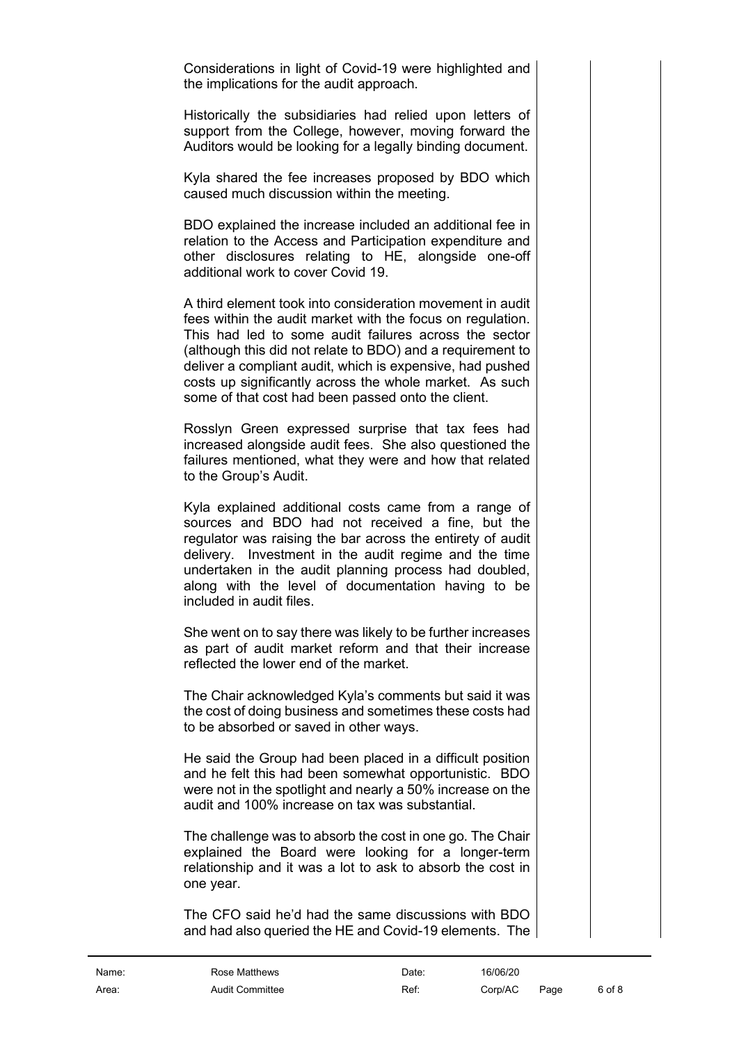Considerations in light of Covid-19 were highlighted and the implications for the audit approach.

Historically the subsidiaries had relied upon letters of support from the College, however, moving forward the Auditors would be looking for a legally binding document.

Kyla shared the fee increases proposed by BDO which caused much discussion within the meeting.

BDO explained the increase included an additional fee in relation to the Access and Participation expenditure and other disclosures relating to HE, alongside one-off additional work to cover Covid 19.

A third element took into consideration movement in audit fees within the audit market with the focus on regulation. This had led to some audit failures across the sector (although this did not relate to BDO) and a requirement to deliver a compliant audit, which is expensive, had pushed costs up significantly across the whole market. As such some of that cost had been passed onto the client.

Rosslyn Green expressed surprise that tax fees had increased alongside audit fees. She also questioned the failures mentioned, what they were and how that related to the Group's Audit.

Kyla explained additional costs came from a range of sources and BDO had not received a fine, but the regulator was raising the bar across the entirety of audit delivery. Investment in the audit regime and the time undertaken in the audit planning process had doubled, along with the level of documentation having to be included in audit files.

She went on to say there was likely to be further increases as part of audit market reform and that their increase reflected the lower end of the market.

The Chair acknowledged Kyla's comments but said it was the cost of doing business and sometimes these costs had to be absorbed or saved in other ways.

He said the Group had been placed in a difficult position and he felt this had been somewhat opportunistic. BDO were not in the spotlight and nearly a 50% increase on the audit and 100% increase on tax was substantial.

The challenge was to absorb the cost in one go. The Chair explained the Board were looking for a longer-term relationship and it was a lot to ask to absorb the cost in one year.

The CFO said he'd had the same discussions with BDO and had also queried the HE and Covid-19 elements. The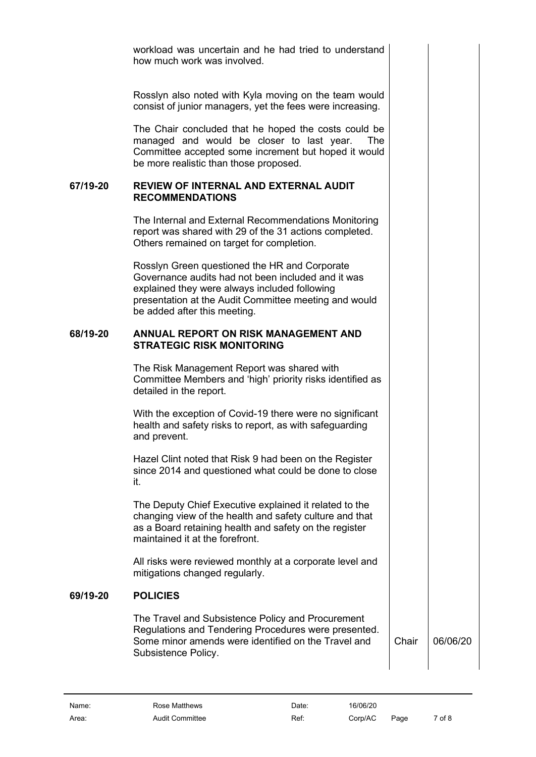workload was uncertain and he had tried to understand how much work was involved.

Rosslyn also noted with Kyla moving on the team would consist of junior managers, yet the fees were increasing.

The Chair concluded that he hoped the costs could be managed and would be closer to last year. The Committee accepted some increment but hoped it would be more realistic than those proposed.

**67/19-20 REVIEW OF INTERNAL AND EXTERNAL AUDIT RECOMMENDATIONS**

The Internal and External Recommendations Monitoring report was shared with 29 of the 31 actions completed. Others remained on target for completion.

Rosslyn Green questioned the HR and Corporate Governance audits had not been included and it was explained they were always included following presentation at the Audit Committee meeting and would be added after this meeting.

**68/19-20 ANNUAL REPORT ON RISK MANAGEMENT AND STRATEGIC RISK MONITORING**

The Risk Management Report was shared with Committee Members and 'high' priority risks identified as detailed in the report.

With the exception of Covid-19 there were no significant health and safety risks to report, as with safeguarding and prevent.

Hazel Clint noted that Risk 9 had been on the Register since 2014 and questioned what could be done to close it.

The Deputy Chief Executive explained it related to the changing view of the health and safety culture and that as a Board retaining health and safety on the register maintained it at the forefront.

All risks were reviewed monthly at a corporate level and mitigations changed regularly.

**69/19-20 POLICIES**

| | Action | Date |
|---|---|---|
| The Travel and Subsistence Policy and Procurement Regulations and Tendering Procedures were presented. Some minor amends were identified on the Travel and Subsistence Policy. | Chair | 06/06/20 |

| | | | | | |
|---|---|---|---|---|---|
| Name: | Rose Matthews | Date: | 16/06/20 | | |
| Area: | Audit Committee | Ref: | Corp/AC | | |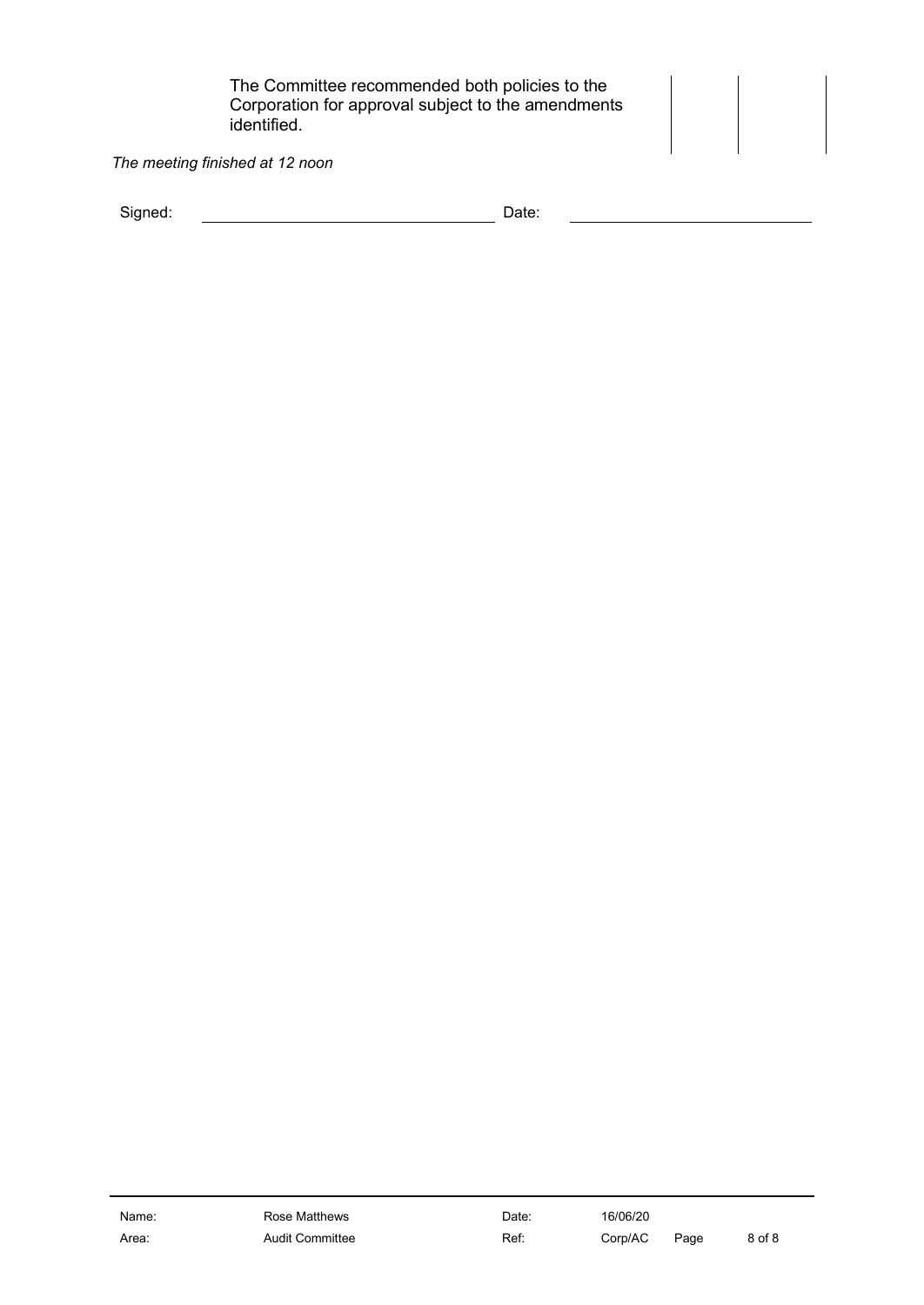The Committee recommended both policies to the Corporation for approval subject to the amendments identified.

*The meeting finished at 12 noon*

Signed: \_\_\_\_\_\_\_\_\_\_\_\_\_\_\_\_\_\_\_\_\_\_\_\_\_\_\_\_\_\_ Date: \_\_\_\_\_\_\_\_\_\_\_\_\_\_\_\_\_\_\_\_\_\_\_\_\_\_